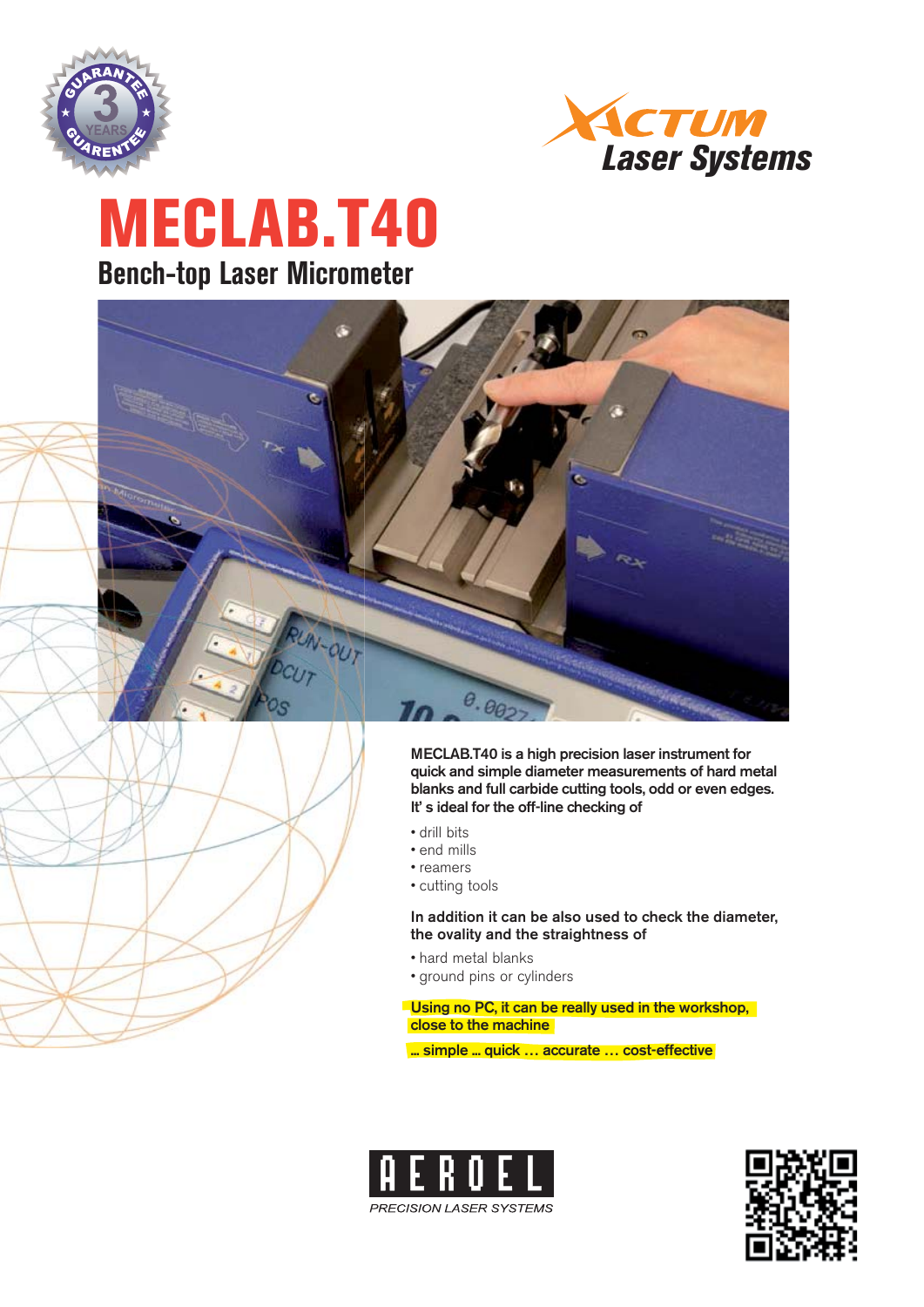# MECLAB.T40

## Bench-top Laser Micrometer

**MECLAB.T40 is a high precision laser instrument for quick and simple diameter measurements of hard metal blanks and full carbide cutting tools, odd or even edges. It' s ideal for the off-line checking of**

- drill bits
- end mills
- reamers
- cutting tools

**In addition it can be also used to check the diameter, the ovality and the straightness of**

- hard metal blanks
- ground pins or cylinders

**Using no PC, it can be really used in the workshop, close to the machine**

**... simple ... quick … accurate … cost-effective**

AEROEL

*PRECISION LASER SYSTEMS*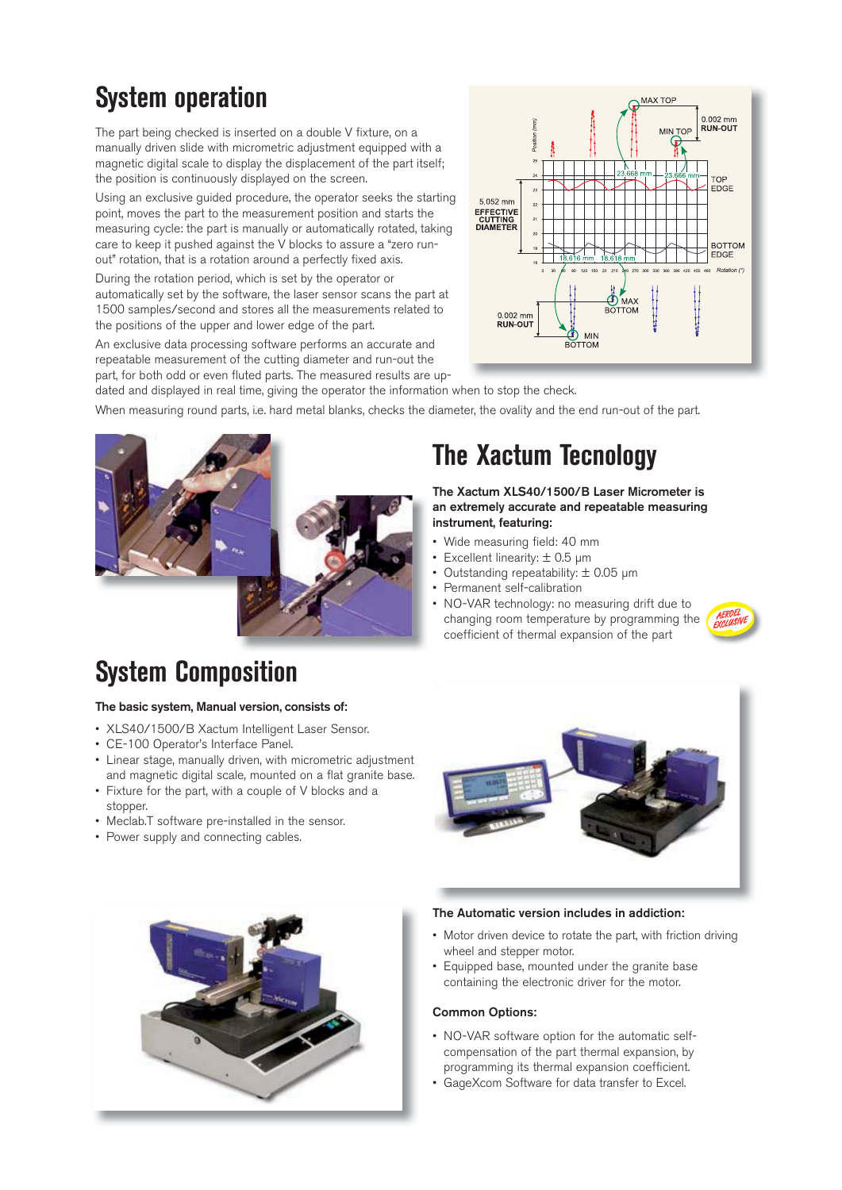# System operation

The part being checked is inserted on a double V fixture, on a manually driven slide with micrometric adjustment equipped with a magnetic digital scale to display the displacement of the part itself; the position is continuously displayed on the screen.

Using an exclusive guided procedure, the operator seeks the starting point, moves the part to the measurement position and starts the measuring cycle: the part is manually or automatically rotated, taking care to keep it pushed against the V blocks to assure a "zero run-out" rotation, that is a rotation around a perfectly fixed axis.

During the rotation period, which is set by the operator or automatically set by the software, the laser sensor scans the part at 1500 samples/second and stores all the measurements related to the positions of the upper and lower edge of the part.

An exclusive data processing software performs an accurate and repeatable measurement of the cutting diameter and run-out of the part, for both odd or even fluted parts. The measured results are up-dated and displayed in real time, giving the operator the information when to stop the check.

When measuring round parts, i.e. hard metal blanks, checks the diameter, the ovality and the end run-out of the part.

# The Xactum Tecnology

**The Xactum XLS40/1500/B Laser Micrometer is an extremely accurate and repeatable measuring instrument, featuring:**

- Wide measuring field: 40 mm
- Excellent linearity: ± 0.5 µm
- Outstanding repeatability: ± 0.05 µm
- Permanent self-calibration
- NO-VAR technology: no measuring drift due to changing room temperature by programming the coefficient of thermal expansion of the part

AEROEL EXCLUSIVE

# System Composition

**The basic system, Manual version, consists of:**

- XLS40/1500/B Xactum Intelligent Laser Sensor.
- CE-100 Operator's Interface Panel.
- Linear stage, manually driven, with micrometric adjustment and magnetic digital scale, mounted on a flat granite base.
- Fixture for the part, with a couple of V blocks and a stopper.
- Meclab.T software pre-installed in the sensor.
- Power supply and connecting cables.

**The Automatic version includes in addiction:**

- Motor driven device to rotate the part, with friction driving wheel and stepper motor.
- Equipped base, mounted under the granite base containing the electronic driver for the motor.

**Common Options:**

- NO-VAR software option for the automatic self-compensation of the part thermal expansion, by programming its thermal expansion coefficient.
- GageXcom Software for data transfer to Excel.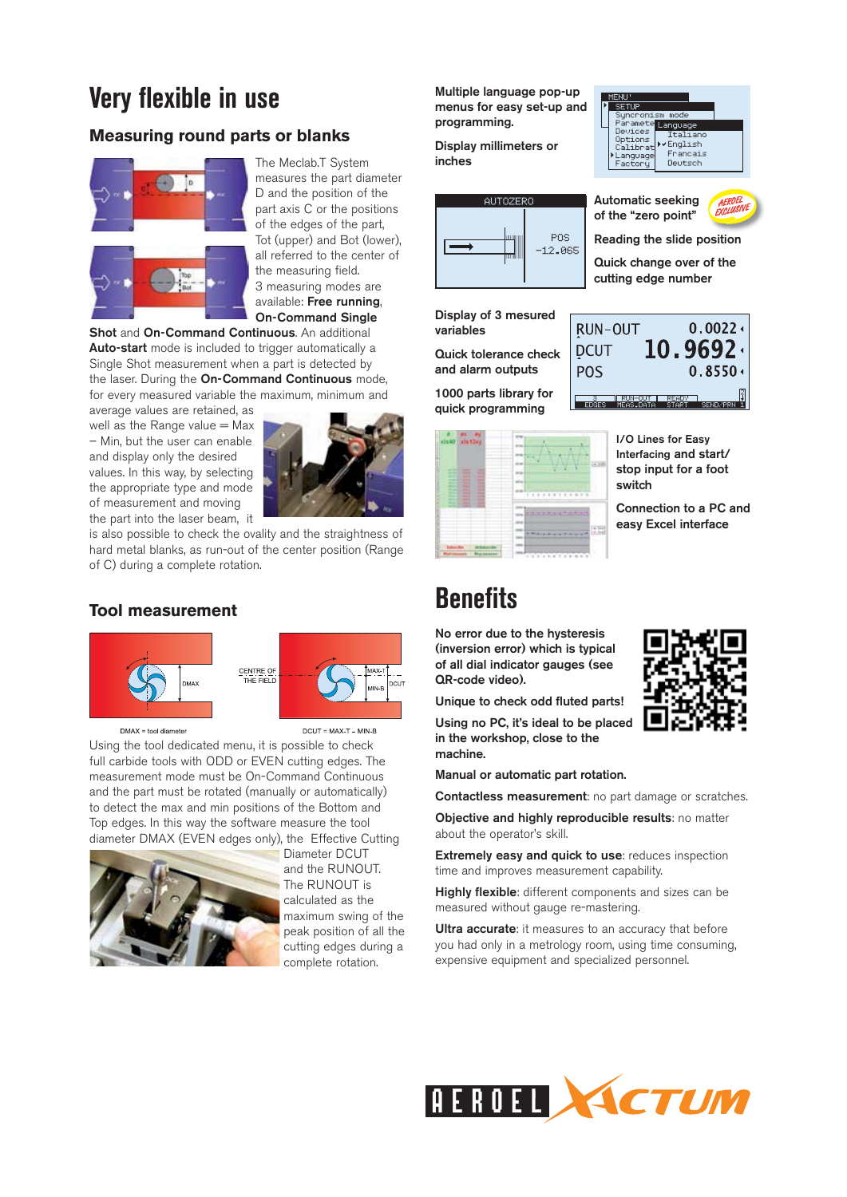# Very flexible in use

## Measuring round parts or blanks

The Meclab.T System measures the part diameter D and the position of the part axis C or the positions of the edges of the part, Tot (upper) and Bot (lower), all referred to the center of the measuring field.

3 measuring modes are available: **Free running**, **On-Command Single Shot** and **On-Command Continuous**. An additional **Auto-start** mode is included to trigger automatically a Single Shot measurement when a part is detected by the laser. During the **On-Command Continuous** mode, for every measured variable the maximum, minimum and average values are retained, as well as the Range value = Max – Min, but the user can enable and display only the desired values. In this way, by selecting the appropriate type and mode of measurement and moving the part into the laser beam, it is also possible to check the ovality and the straightness of hard metal blanks, as run-out of the center position (Range of C) during a complete rotation.

## Tool measurement

DMAX = tool diameter

DCUT = MAX-T – MIN-B

Using the tool dedicated menu, it is possible to check full carbide tools with ODD or EVEN cutting edges. The measurement mode must be On-Command Continuous and the part must be rotated (manually or automatically) to detect the max and min positions of the Bottom and Top edges. In this way the software measure the tool diameter DMAX (EVEN edges only), the Effective Cutting Diameter DCUT and the RUNOUT. The RUNOUT is calculated as the maximum swing of the peak position of all the cutting edges during a complete rotation.

**Multiple language pop-up menus for easy set-up and programming.**

**Display millimeters or inches**

**Automatic seeking of the "zero point"**

**Reading the slide position**

**Quick change over of the cutting edge number**

**Display of 3 mesured variables**

**Quick tolerance check and alarm outputs**

**1000 parts library for quick programming**

**I/O Lines for Easy Interfacing and start/stop input for a foot switch**

**Connection to a PC and easy Excel interface**

# Benefits

**No error due to the hysteresis (inversion error) which is typical of all dial indicator gauges (see QR-code video).**

**Unique to check odd fluted parts!**

**Using no PC, it's ideal to be placed in the workshop, close to the machine.**

**Manual or automatic part rotation.**

**Contactless measurement**: no part damage or scratches.

**Objective and highly reproducible results**: no matter about the operator's skill.

**Extremely easy and quick to use**: reduces inspection time and improves measurement capability.

**Highly flexible**: different components and sizes can be measured without gauge re-mastering.

**Ultra accurate**: it measures to an accuracy that before you had only in a metrology room, using time consuming, expensive equipment and specialized personnel.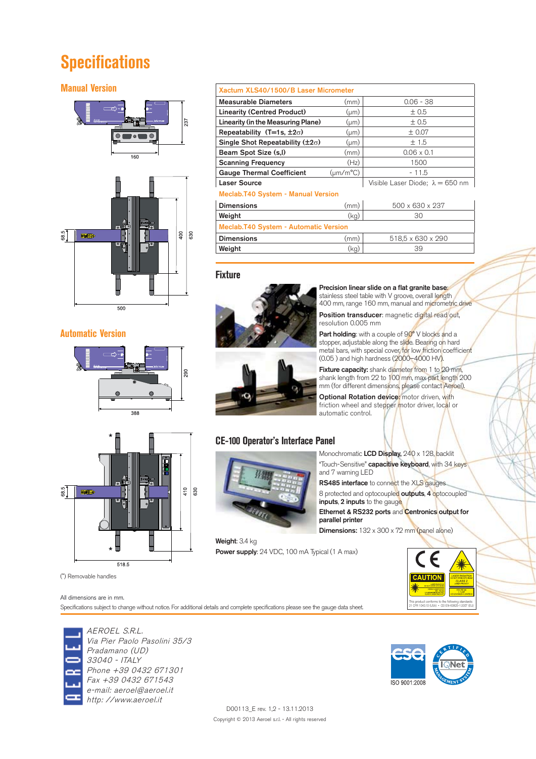# Specifications

## Manual Version

237

160

68.5

400

630

500

## Automatic Version

290

388

68.5

410

630

518.5

(*) Removable handles

| Xactum XLS40/1500/B Laser Micrometer | | |
|---|---|---|
| Measurable Diameters | (mm) | 0.06 - 38 |
| Linearity (Centred Product) | (μm) | ± 0.5 |
| Linearity (in the Measuring Plane) | (μm) | ± 0.5 |
| Repeatability (T=1s, ±2σ) | (μm) | ± 0.07 |
| Single Shot Repeatability (±2σ) | (μm) | ± 1.5 |
| Beam Spot Size (s,l) | (mm) | 0.06 x 0.1 |
| Scanning Frequency | (Hz) | 1500 |
| Gauge Thermal Coefficient | (μm/m°C) | - 11.5 |
| Laser Source | | Visible Laser Diode; λ = 650 nm |
| **Meclab.T40 System - Manual Version** | | |
| Dimensions | (mm) | 500 x 630 x 237 |
| Weight | (kg) | 30 |
| **Meclab.T40 System - Automatic Version** | | |
| Dimensions | (mm) | 518,5 x 630 x 290 |
| Weight | (kg) | 39 |

## Fixture

**Precision linear slide on a flat granite base**: stainless steel table with V groove, overall length 400 mm, range 160 mm, manual and micrometric drive

**Position transducer**: magnetic digital read out, resolution 0.005 mm

**Part holding**: with a couple of 90° V blocks and a stopper, adjustable along the slide. Bearing on hard metal bars, with special cover, for low friction coefficient (0.05 ) and high hardness (2000–4000 HV).

**Fixture capacity:** shank diameter from 1 to 20 mm, shank length from 22 to 100 mm, max part length 200 mm (for different dimensions, please contact Aeroel).

**Optional Rotation device**: motor driven, with friction wheel and stepper motor driver, local or automatic control.

## CE-100 Operator's Interface Panel

Monochromatic **LCD Display,** 240 x 128, backlit

"Touch-Sensitive" **capacitive keyboard**, with 34 keys and 7 warning LED

**RS485 interface** to connect the XLS gauges

8 protected and optocoupled **outputs**, **4** optocoupled **inputs**, **2 inputs** to the gauge

**Ethernet & RS232 ports** and **Centronics output for parallel printer**

**Dimensions:** 132 x 300 x 72 mm (panel alone)

**Weight**: 3.4 kg

**Power supply**: 24 VDC, 100 mA Typical (1 A max)

CE

CAUTION

This product conforms to the following standards: 21 CFR 1040.10 (USA) • CEI EN-60825-1:2007 (EU)

All dimensions are in mm.

Specifications subject to change without notice. For additional details and complete specifications please see the gauge data sheet.

*AEROEL S.R.L.*
*Via Pier Paolo Pasolini 35/3*
*Pradamano (UD)*
*33040 - ITALY*
*Phone +39 0432 671301*
*Fax +39 0432 671543*
*e-mail: aeroel@aeroel.it*
*http: //www.aeroel.it*

ISO 9001:2008

D00113_E rev. 1,2 - 13.11.2013

Copyright © 2013 Aeroel s.r.l. - All rights reserved